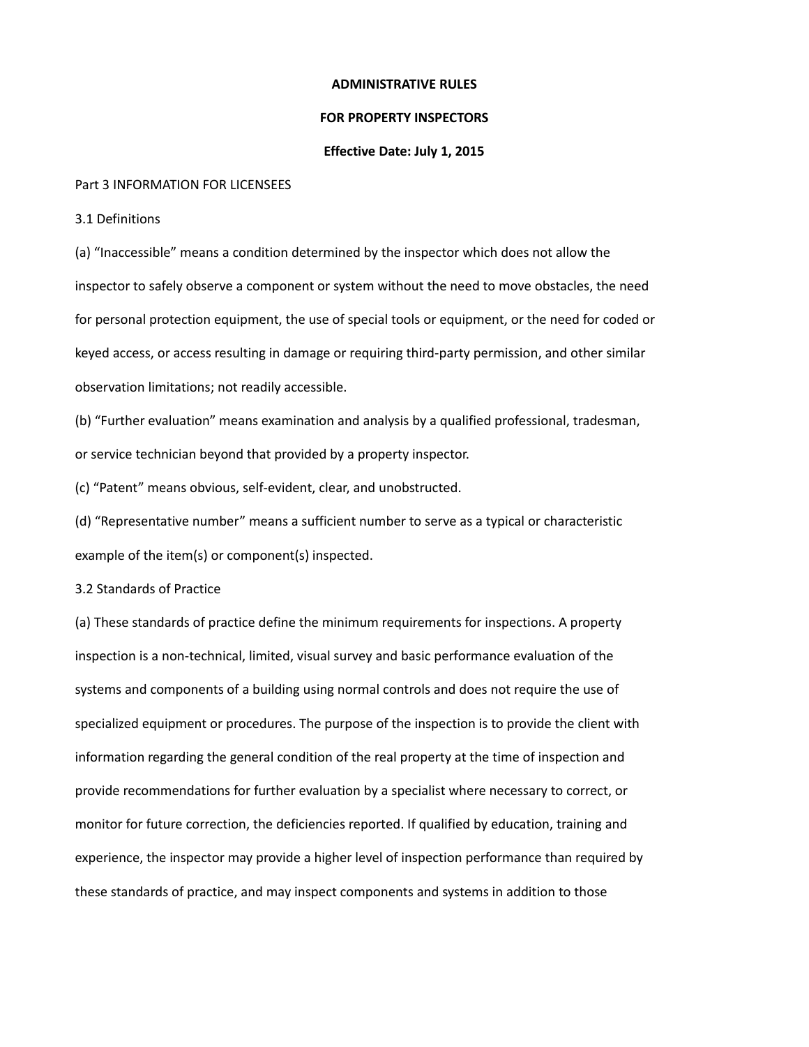**ADMINISTRATIVE RULES**

**FOR PROPERTY INSPECTORS**

**Effective Date: July 1, 2015**

Part 3 INFORMATION FOR LICENSEES

3.1 Definitions

(a) “Inaccessible” means a condition determined by the inspector which does not allow the inspector to safely observe a component or system without the need to move obstacles, the need for personal protection equipment, the use of special tools or equipment, or the need for coded or keyed access, or access resulting in damage or requiring third-party permission, and other similar observation limitations; not readily accessible.

(b) “Further evaluation” means examination and analysis by a qualified professional, tradesman, or service technician beyond that provided by a property inspector.

(c) “Patent” means obvious, self-evident, clear, and unobstructed.

(d) “Representative number” means a sufficient number to serve as a typical or characteristic example of the item(s) or component(s) inspected.

3.2 Standards of Practice

(a) These standards of practice define the minimum requirements for inspections. A property inspection is a non-technical, limited, visual survey and basic performance evaluation of the systems and components of a building using normal controls and does not require the use of specialized equipment or procedures. The purpose of the inspection is to provide the client with information regarding the general condition of the real property at the time of inspection and provide recommendations for further evaluation by a specialist where necessary to correct, or monitor for future correction, the deficiencies reported. If qualified by education, training and experience, the inspector may provide a higher level of inspection performance than required by these standards of practice, and may inspect components and systems in addition to those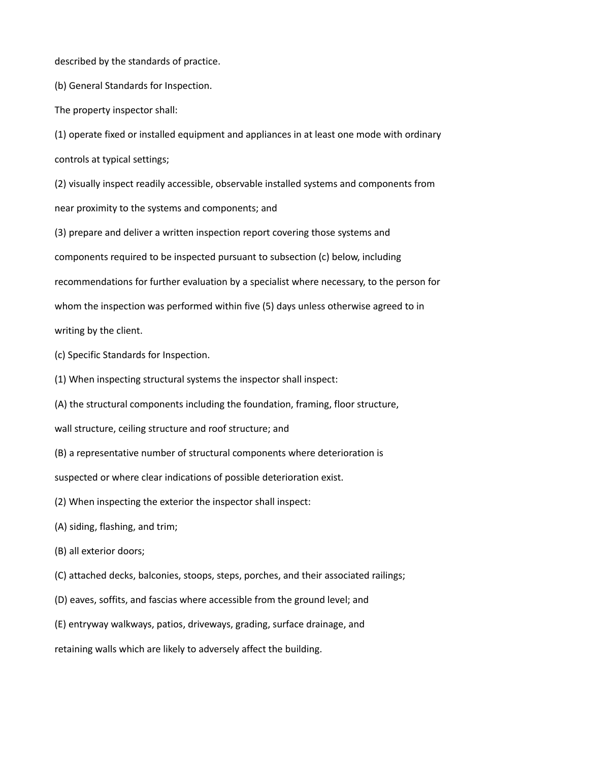described by the standards of practice.

(b) General Standards for Inspection.

The property inspector shall:

(1) operate fixed or installed equipment and appliances in at least one mode with ordinary controls at typical settings;

(2) visually inspect readily accessible, observable installed systems and components from near proximity to the systems and components; and

(3) prepare and deliver a written inspection report covering those systems and components required to be inspected pursuant to subsection (c) below, including recommendations for further evaluation by a specialist where necessary, to the person for whom the inspection was performed within five (5) days unless otherwise agreed to in writing by the client.

(c) Specific Standards for Inspection.

(1) When inspecting structural systems the inspector shall inspect:

(A) the structural components including the foundation, framing, floor structure, wall structure, ceiling structure and roof structure; and

(B) a representative number of structural components where deterioration is suspected or where clear indications of possible deterioration exist.

(2) When inspecting the exterior the inspector shall inspect:

(A) siding, flashing, and trim;

(B) all exterior doors;

(C) attached decks, balconies, stoops, steps, porches, and their associated railings;

(D) eaves, soffits, and fascias where accessible from the ground level; and

(E) entryway walkways, patios, driveways, grading, surface drainage, and retaining walls which are likely to adversely affect the building.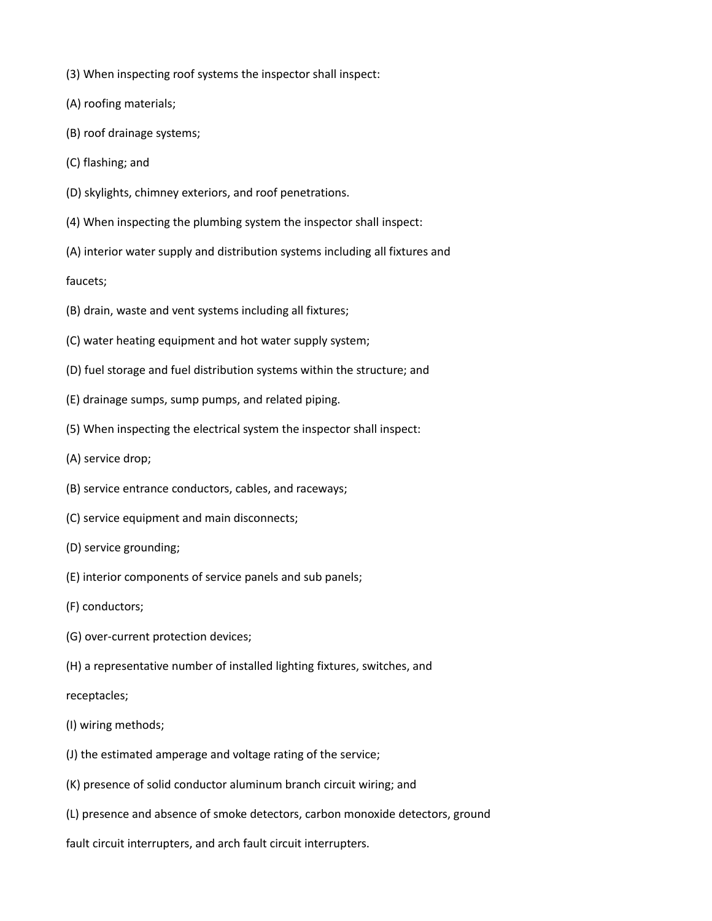(3) When inspecting roof systems the inspector shall inspect:

(A) roofing materials;

(B) roof drainage systems;

(C) flashing; and

(D) skylights, chimney exteriors, and roof penetrations.

(4) When inspecting the plumbing system the inspector shall inspect:

(A) interior water supply and distribution systems including all fixtures and faucets;

(B) drain, waste and vent systems including all fixtures;

(C) water heating equipment and hot water supply system;

(D) fuel storage and fuel distribution systems within the structure; and

(E) drainage sumps, sump pumps, and related piping.

(5) When inspecting the electrical system the inspector shall inspect:

(A) service drop;

(B) service entrance conductors, cables, and raceways;

(C) service equipment and main disconnects;

(D) service grounding;

(E) interior components of service panels and sub panels;

(F) conductors;

(G) over-current protection devices;

(H) a representative number of installed lighting fixtures, switches, and receptacles;

(I) wiring methods;

(J) the estimated amperage and voltage rating of the service;

(K) presence of solid conductor aluminum branch circuit wiring; and

(L) presence and absence of smoke detectors, carbon monoxide detectors, ground fault circuit interrupters, and arch fault circuit interrupters.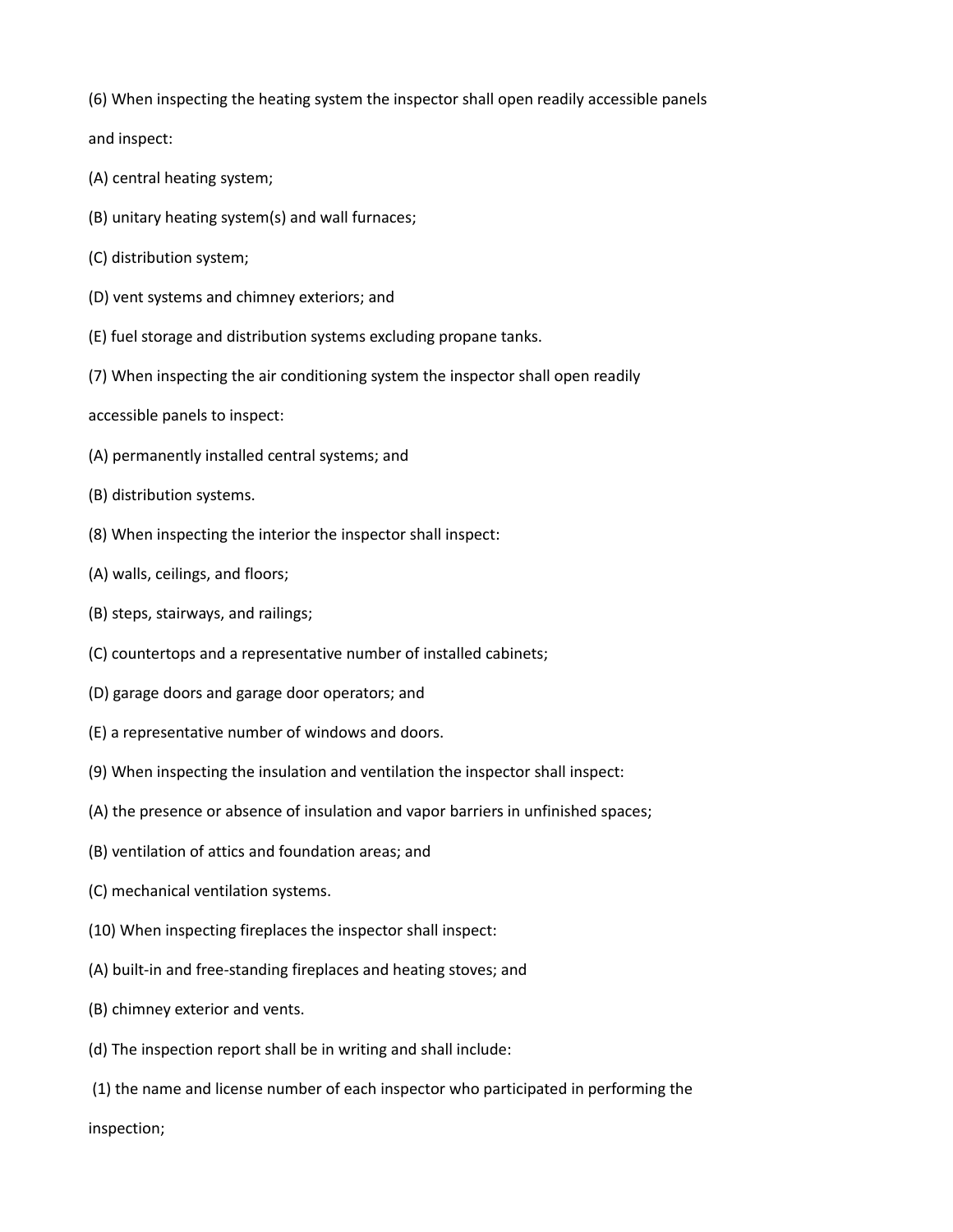(6) When inspecting the heating system the inspector shall open readily accessible panels and inspect:

(A) central heating system;

(B) unitary heating system(s) and wall furnaces;

(C) distribution system;

(D) vent systems and chimney exteriors; and

(E) fuel storage and distribution systems excluding propane tanks.

(7) When inspecting the air conditioning system the inspector shall open readily accessible panels to inspect:

(A) permanently installed central systems; and

(B) distribution systems.

(8) When inspecting the interior the inspector shall inspect:

(A) walls, ceilings, and floors;

(B) steps, stairways, and railings;

(C) countertops and a representative number of installed cabinets;

(D) garage doors and garage door operators; and

(E) a representative number of windows and doors.

(9) When inspecting the insulation and ventilation the inspector shall inspect:

(A) the presence or absence of insulation and vapor barriers in unfinished spaces;

(B) ventilation of attics and foundation areas; and

(C) mechanical ventilation systems.

(10) When inspecting fireplaces the inspector shall inspect:

(A) built-in and free-standing fireplaces and heating stoves; and

(B) chimney exterior and vents.

(d) The inspection report shall be in writing and shall include:

(1) the name and license number of each inspector who participated in performing the inspection;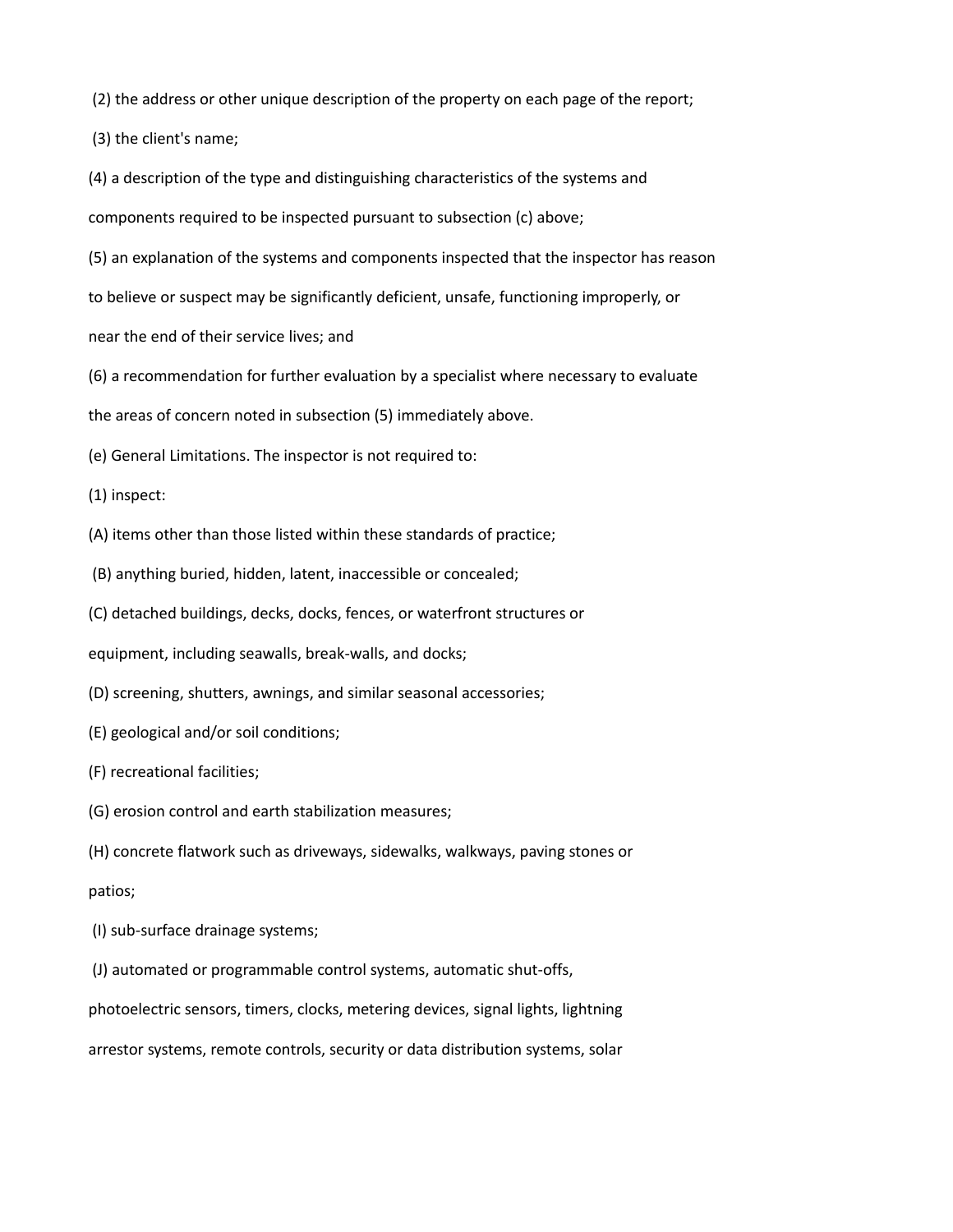(2) the address or other unique description of the property on each page of the report;

(3) the client's name;

(4) a description of the type and distinguishing characteristics of the systems and components required to be inspected pursuant to subsection (c) above;

(5) an explanation of the systems and components inspected that the inspector has reason to believe or suspect may be significantly deficient, unsafe, functioning improperly, or near the end of their service lives; and

(6) a recommendation for further evaluation by a specialist where necessary to evaluate the areas of concern noted in subsection (5) immediately above.

(e) General Limitations. The inspector is not required to:

(1) inspect:

(A) items other than those listed within these standards of practice;

(B) anything buried, hidden, latent, inaccessible or concealed;

(C) detached buildings, decks, docks, fences, or waterfront structures or equipment, including seawalls, break-walls, and docks;

(D) screening, shutters, awnings, and similar seasonal accessories;

(E) geological and/or soil conditions;

(F) recreational facilities;

(G) erosion control and earth stabilization measures;

(H) concrete flatwork such as driveways, sidewalks, walkways, paving stones or patios;

(I) sub-surface drainage systems;

(J) automated or programmable control systems, automatic shut-offs, photoelectric sensors, timers, clocks, metering devices, signal lights, lightning arrestor systems, remote controls, security or data distribution systems, solar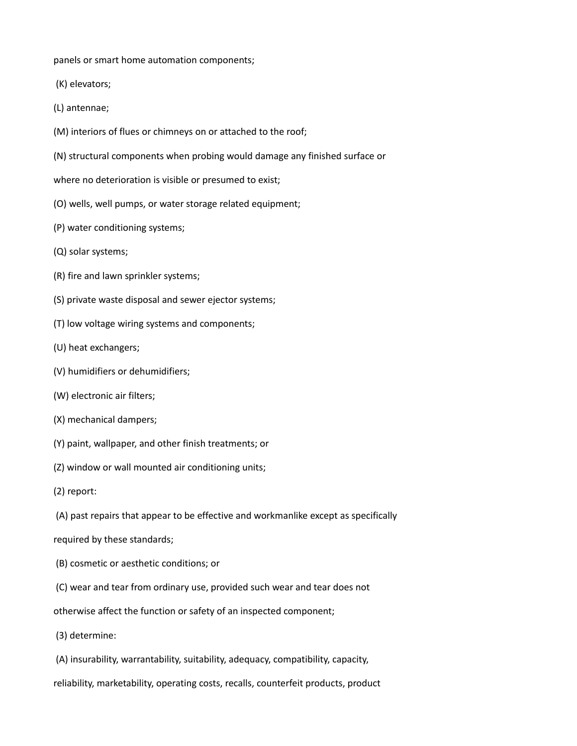panels or smart home automation components;

(K) elevators;

(L) antennae;

(M) interiors of flues or chimneys on or attached to the roof;

(N) structural components when probing would damage any finished surface or where no deterioration is visible or presumed to exist;

(O) wells, well pumps, or water storage related equipment;

(P) water conditioning systems;

(Q) solar systems;

(R) fire and lawn sprinkler systems;

(S) private waste disposal and sewer ejector systems;

(T) low voltage wiring systems and components;

(U) heat exchangers;

(V) humidifiers or dehumidifiers;

(W) electronic air filters;

(X) mechanical dampers;

(Y) paint, wallpaper, and other finish treatments; or

(Z) window or wall mounted air conditioning units;

(2) report:

(A) past repairs that appear to be effective and workmanlike except as specifically required by these standards;

(B) cosmetic or aesthetic conditions; or

(C) wear and tear from ordinary use, provided such wear and tear does not otherwise affect the function or safety of an inspected component;

(3) determine:

(A) insurability, warrantability, suitability, adequacy, compatibility, capacity, reliability, marketability, operating costs, recalls, counterfeit products, product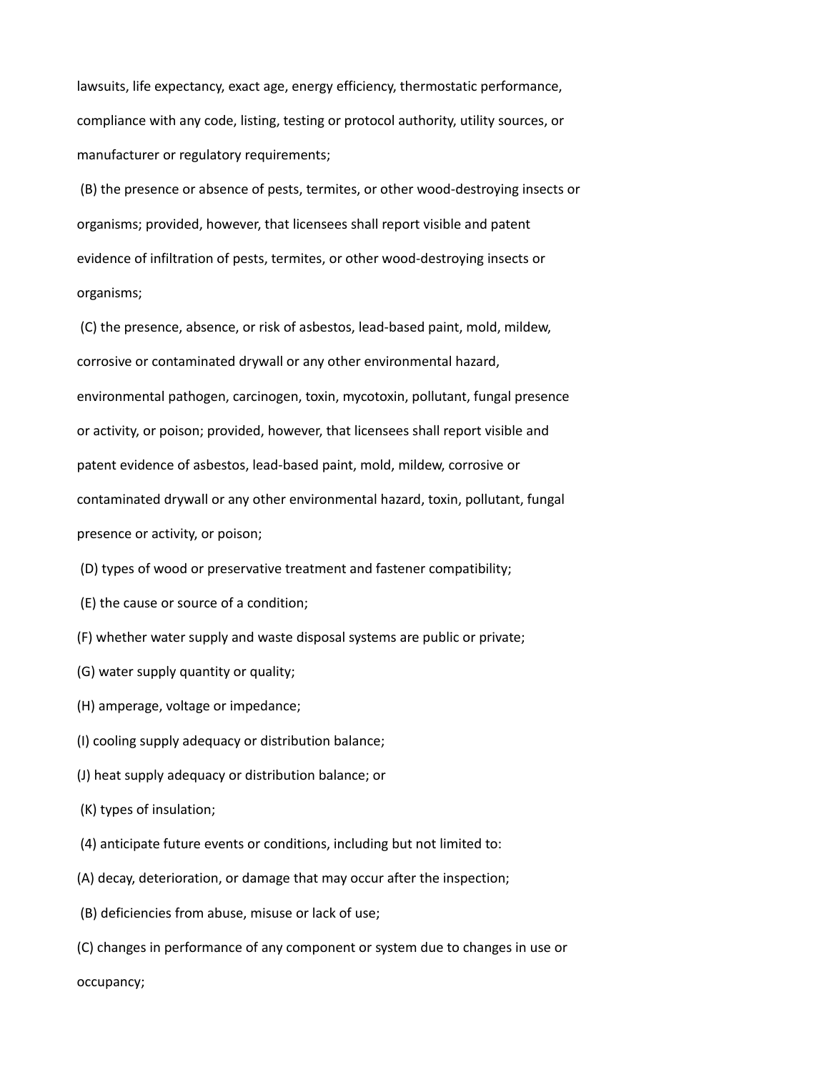lawsuits, life expectancy, exact age, energy efficiency, thermostatic performance, compliance with any code, listing, testing or protocol authority, utility sources, or manufacturer or regulatory requirements;

(B) the presence or absence of pests, termites, or other wood-destroying insects or organisms; provided, however, that licensees shall report visible and patent evidence of infiltration of pests, termites, or other wood-destroying insects or organisms;

(C) the presence, absence, or risk of asbestos, lead-based paint, mold, mildew, corrosive or contaminated drywall or any other environmental hazard, environmental pathogen, carcinogen, toxin, mycotoxin, pollutant, fungal presence or activity, or poison; provided, however, that licensees shall report visible and patent evidence of asbestos, lead-based paint, mold, mildew, corrosive or contaminated drywall or any other environmental hazard, toxin, pollutant, fungal presence or activity, or poison;

(D) types of wood or preservative treatment and fastener compatibility;

(E) the cause or source of a condition;

(F) whether water supply and waste disposal systems are public or private;

(G) water supply quantity or quality;

(H) amperage, voltage or impedance;

(I) cooling supply adequacy or distribution balance;

(J) heat supply adequacy or distribution balance; or

(K) types of insulation;

(4) anticipate future events or conditions, including but not limited to:

(A) decay, deterioration, or damage that may occur after the inspection;

(B) deficiencies from abuse, misuse or lack of use;

(C) changes in performance of any component or system due to changes in use or occupancy;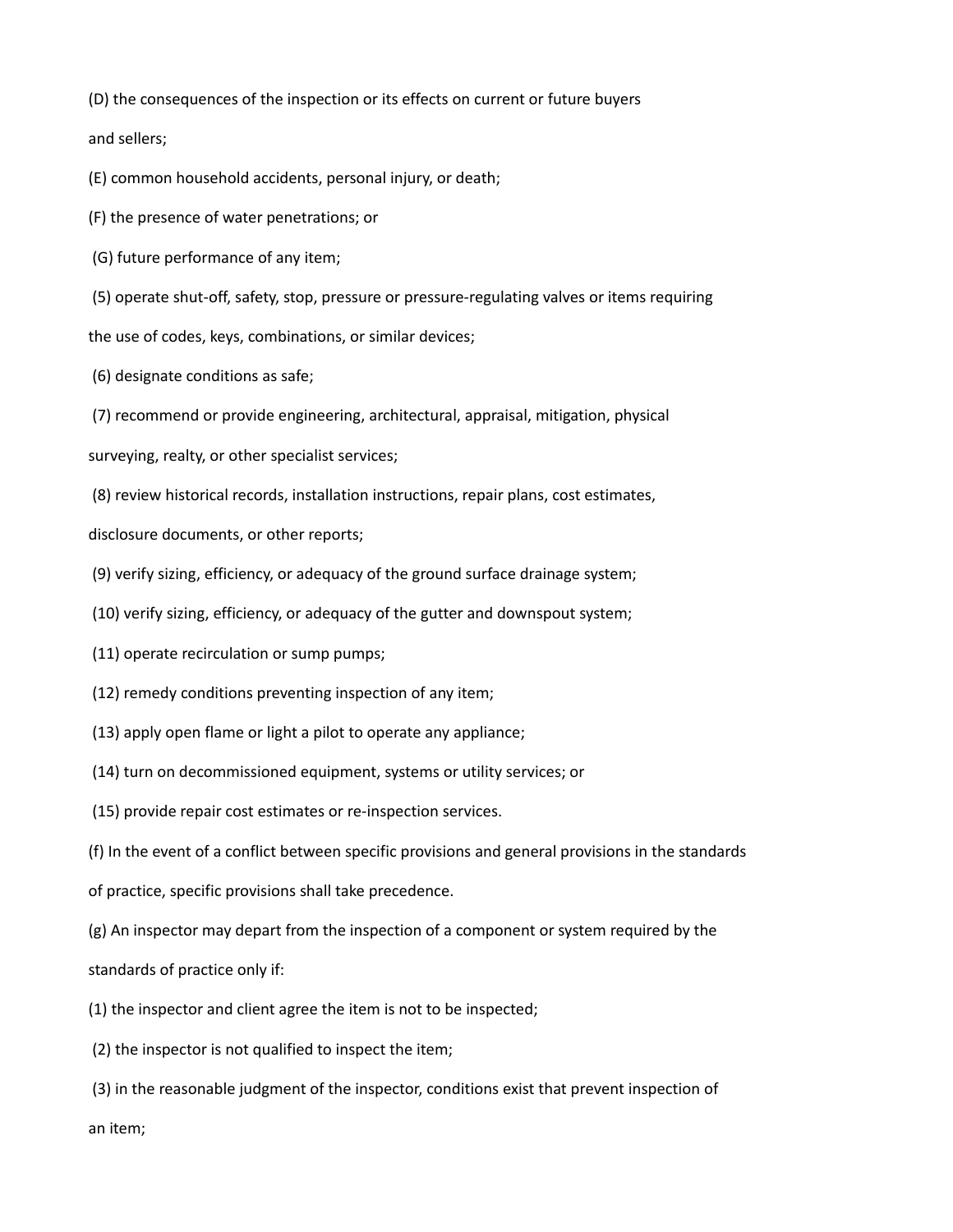(D) the consequences of the inspection or its effects on current or future buyers and sellers;

(E) common household accidents, personal injury, or death;

(F) the presence of water penetrations; or

(G) future performance of any item;

(5) operate shut-off, safety, stop, pressure or pressure-regulating valves or items requiring the use of codes, keys, combinations, or similar devices;

(6) designate conditions as safe;

(7) recommend or provide engineering, architectural, appraisal, mitigation, physical surveying, realty, or other specialist services;

(8) review historical records, installation instructions, repair plans, cost estimates, disclosure documents, or other reports;

(9) verify sizing, efficiency, or adequacy of the ground surface drainage system;

(10) verify sizing, efficiency, or adequacy of the gutter and downspout system;

(11) operate recirculation or sump pumps;

(12) remedy conditions preventing inspection of any item;

(13) apply open flame or light a pilot to operate any appliance;

(14) turn on decommissioned equipment, systems or utility services; or

(15) provide repair cost estimates or re-inspection services.

(f) In the event of a conflict between specific provisions and general provisions in the standards of practice, specific provisions shall take precedence.

(g) An inspector may depart from the inspection of a component or system required by the standards of practice only if:

(1) the inspector and client agree the item is not to be inspected;

(2) the inspector is not qualified to inspect the item;

(3) in the reasonable judgment of the inspector, conditions exist that prevent inspection of an item;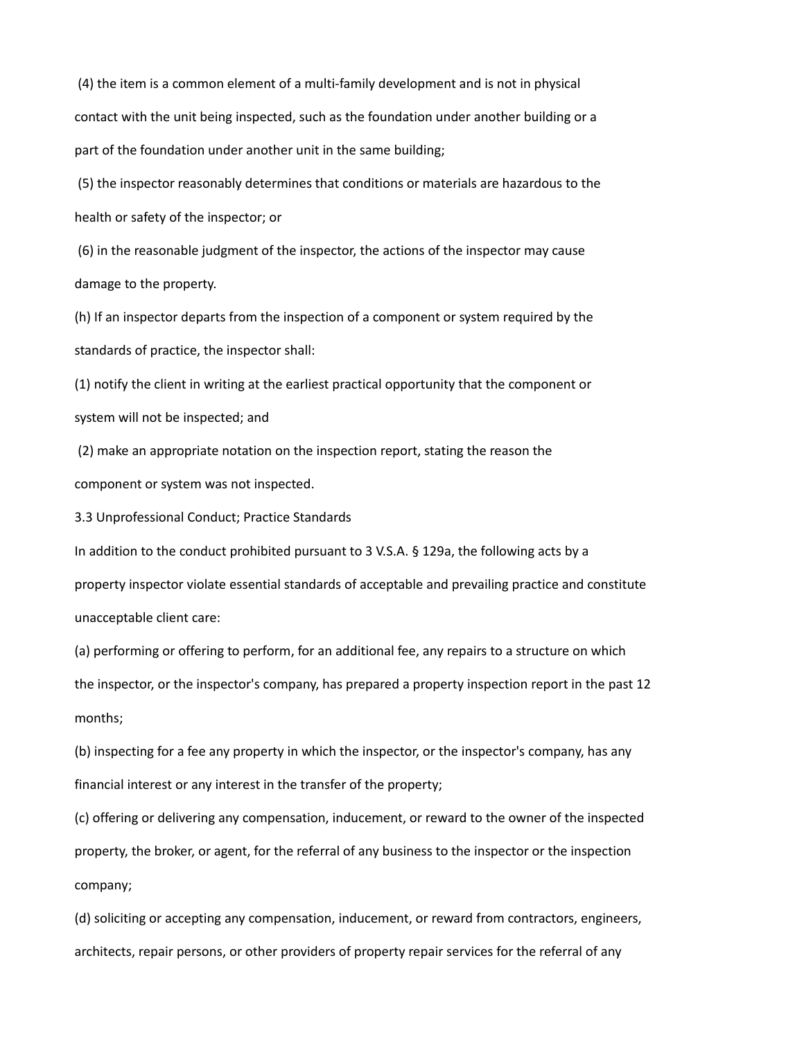(4) the item is a common element of a multi-family development and is not in physical contact with the unit being inspected, such as the foundation under another building or a part of the foundation under another unit in the same building;

(5) the inspector reasonably determines that conditions or materials are hazardous to the health or safety of the inspector; or

(6) in the reasonable judgment of the inspector, the actions of the inspector may cause damage to the property.

(h) If an inspector departs from the inspection of a component or system required by the standards of practice, the inspector shall:

(1) notify the client in writing at the earliest practical opportunity that the component or system will not be inspected; and

(2) make an appropriate notation on the inspection report, stating the reason the component or system was not inspected.

3.3 Unprofessional Conduct; Practice Standards

In addition to the conduct prohibited pursuant to 3 V.S.A. § 129a, the following acts by a property inspector violate essential standards of acceptable and prevailing practice and constitute unacceptable client care:

(a) performing or offering to perform, for an additional fee, any repairs to a structure on which the inspector, or the inspector's company, has prepared a property inspection report in the past 12 months;

(b) inspecting for a fee any property in which the inspector, or the inspector's company, has any financial interest or any interest in the transfer of the property;

(c) offering or delivering any compensation, inducement, or reward to the owner of the inspected property, the broker, or agent, for the referral of any business to the inspector or the inspection company;

(d) soliciting or accepting any compensation, inducement, or reward from contractors, engineers, architects, repair persons, or other providers of property repair services for the referral of any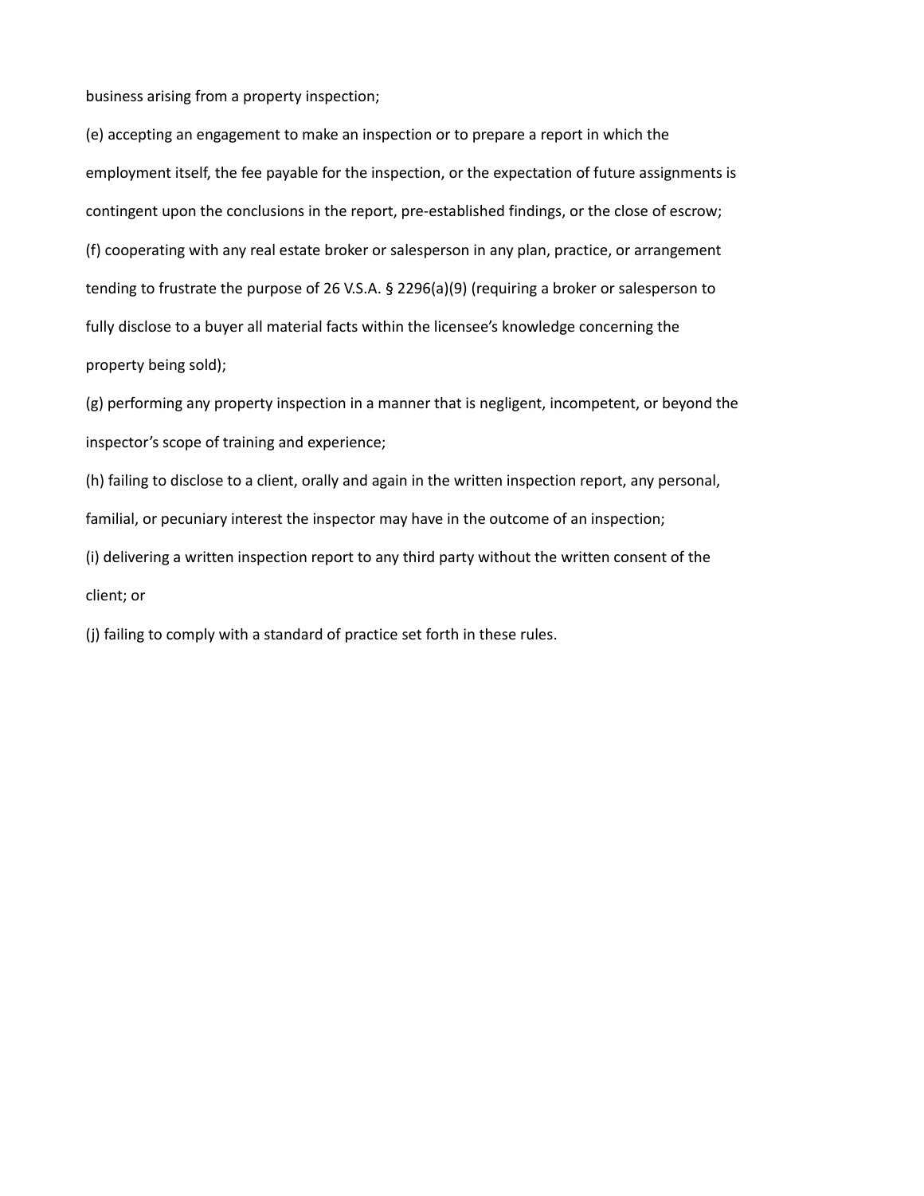business arising from a property inspection;

(e) accepting an engagement to make an inspection or to prepare a report in which the employment itself, the fee payable for the inspection, or the expectation of future assignments is contingent upon the conclusions in the report, pre-established findings, or the close of escrow;

(f) cooperating with any real estate broker or salesperson in any plan, practice, or arrangement tending to frustrate the purpose of 26 V.S.A. § 2296(a)(9) (requiring a broker or salesperson to fully disclose to a buyer all material facts within the licensee's knowledge concerning the property being sold);

(g) performing any property inspection in a manner that is negligent, incompetent, or beyond the inspector's scope of training and experience;

(h) failing to disclose to a client, orally and again in the written inspection report, any personal, familial, or pecuniary interest the inspector may have in the outcome of an inspection;

(i) delivering a written inspection report to any third party without the written consent of the client; or

(j) failing to comply with a standard of practice set forth in these rules.